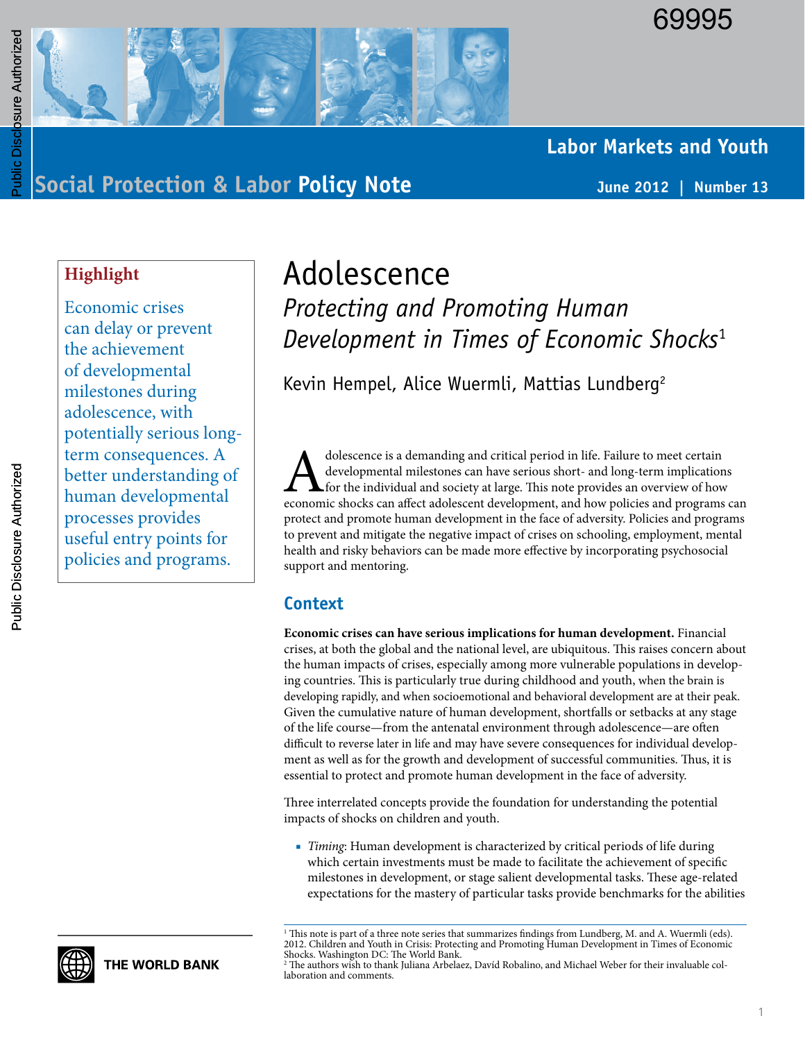69995

**Labor Markets and Youth**

Social Protection & Labor **Policy Note**

**June 2012 | Number 13**

# Adolescence

## *Protecting and Promoting Human Development in Times of Economic Shocks*[1]

Kevin Hempel, Alice Wuermli, Mattias Lundberg[2]

> **Highlight**
>
> Economic crises can delay or prevent the achievement of developmental milestones during adolescence, with potentially serious long-term consequences. A better understanding of human developmental processes provides useful entry points for policies and programs.

Adolescence is a demanding and critical period in life. Failure to meet certain developmental milestones can have serious short- and long-term implications for the individual and society at large. This note provides an overview of how economic shocks can affect adolescent development, and how policies and programs can protect and promote human development in the face of adversity. Policies and programs to prevent and mitigate the negative impact of crises on schooling, employment, mental health and risky behaviors can be made more effective by incorporating psychosocial support and mentoring.

## Context

**Economic crises can have serious implications for human development.** Financial crises, at both the global and the national level, are ubiquitous. This raises concern about the human impacts of crises, especially among more vulnerable populations in developing countries. This is particularly true during childhood and youth, when the brain is developing rapidly, and when socioemotional and behavioral development are at their peak. Given the cumulative nature of human development, shortfalls or setbacks at any stage of the life course—from the antenatal environment through adolescence—are often difficult to reverse later in life and may have severe consequences for individual development as well as for the growth and development of successful communities. Thus, it is essential to protect and promote human development in the face of adversity.

Three interrelated concepts provide the foundation for understanding the potential impacts of shocks on children and youth.

- *Timing*: Human development is characterized by critical periods of life during which certain investments must be made to facilitate the achievement of specific milestones in development, or stage salient developmental tasks. These age-related expectations for the mastery of particular tasks provide benchmarks for the abilities

[1] This note is part of a three note series that summarizes findings from Lundberg, M. and A. Wuermli (eds). 2012. Children and Youth in Crisis: Protecting and Promoting Human Development in Times of Economic Shocks. Washington DC: The World Bank.

[2] The authors wish to thank Juliana Arbelaez, David Robalino, and Michael Weber for their invaluable collaboration and comments.

THE WORLD BANK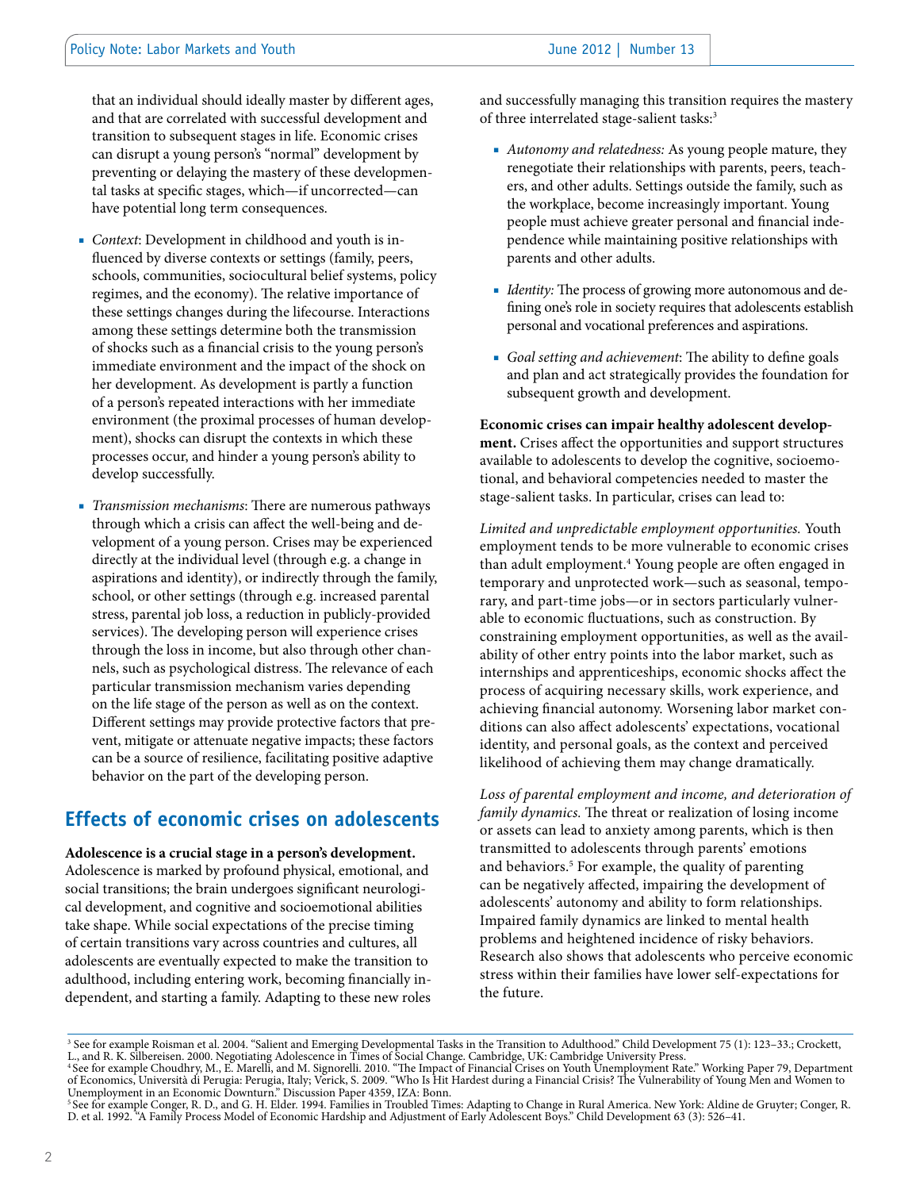that an individual should ideally master by different ages, and that are correlated with successful development and transition to subsequent stages in life. Economic crises can disrupt a young person's "normal" development by preventing or delaying the mastery of these developmental tasks at specific stages, which—if uncorrected—can have potential long term consequences.

- *Context*: Development in childhood and youth is influenced by diverse contexts or settings (family, peers, schools, communities, sociocultural belief systems, policy regimes, and the economy). The relative importance of these settings changes during the lifecourse. Interactions among these settings determine both the transmission of shocks such as a financial crisis to the young person's immediate environment and the impact of the shock on her development. As development is partly a function of a person's repeated interactions with her immediate environment (the proximal processes of human development), shocks can disrupt the contexts in which these processes occur, and hinder a young person's ability to develop successfully.
- *Transmission mechanisms*: There are numerous pathways through which a crisis can affect the well-being and development of a young person. Crises may be experienced directly at the individual level (through e.g. a change in aspirations and identity), or indirectly through the family, school, or other settings (through e.g. increased parental stress, parental job loss, a reduction in publicly-provided services). The developing person will experience crises through the loss in income, but also through other channels, such as psychological distress. The relevance of each particular transmission mechanism varies depending on the life stage of the person as well as on the context. Different settings may provide protective factors that prevent, mitigate or attenuate negative impacts; these factors can be a source of resilience, facilitating positive adaptive behavior on the part of the developing person.

## Effects of economic crises on adolescents

**Adolescence is a crucial stage in a person's development.** Adolescence is marked by profound physical, emotional, and social transitions; the brain undergoes significant neurological development, and cognitive and socioemotional abilities take shape. While social expectations of the precise timing of certain transitions vary across countries and cultures, all adolescents are eventually expected to make the transition to adulthood, including entering work, becoming financially independent, and starting a family. Adapting to these new roles and successfully managing this transition requires the mastery of three interrelated stage-salient tasks:[3]

- *Autonomy and relatedness:* As young people mature, they renegotiate their relationships with parents, peers, teachers, and other adults. Settings outside the family, such as the workplace, become increasingly important. Young people must achieve greater personal and financial independence while maintaining positive relationships with parents and other adults.
- *Identity:* The process of growing more autonomous and defining one's role in society requires that adolescents establish personal and vocational preferences and aspirations.
- *Goal setting and achievement*: The ability to define goals and plan and act strategically provides the foundation for subsequent growth and development.

**Economic crises can impair healthy adolescent development.** Crises affect the opportunities and support structures available to adolescents to develop the cognitive, socioemotional, and behavioral competencies needed to master the stage-salient tasks. In particular, crises can lead to:

*Limited and unpredictable employment opportunities.* Youth employment tends to be more vulnerable to economic crises than adult employment.[4] Young people are often engaged in temporary and unprotected work—such as seasonal, temporary, and part-time jobs—or in sectors particularly vulnerable to economic fluctuations, such as construction. By constraining employment opportunities, as well as the availability of other entry points into the labor market, such as internships and apprenticeships, economic shocks affect the process of acquiring necessary skills, work experience, and achieving financial autonomy. Worsening labor market conditions can also affect adolescents' expectations, vocational identity, and personal goals, as the context and perceived likelihood of achieving them may change dramatically.

*Loss of parental employment and income, and deterioration of family dynamics.* The threat or realization of losing income or assets can lead to anxiety among parents, which is then transmitted to adolescents through parents' emotions and behaviors.[5] For example, the quality of parenting can be negatively affected, impairing the development of adolescents' autonomy and ability to form relationships. Impaired family dynamics are linked to mental health problems and heightened incidence of risky behaviors. Research also shows that adolescents who perceive economic stress within their families have lower self-expectations for the future.

---

[3] See for example Roisman et al. 2004. "Salient and Emerging Developmental Tasks in the Transition to Adulthood." Child Development 75 (1): 123–33.; Crockett, L., and R. K. Silbereisen. 2000. Negotiating Adolescence in Times of Social Change. Cambridge, UK: Cambridge University Press.

[4] See for example Choudhry, M., E. Marelli, and M. Signorelli. 2010. "The Impact of Financial Crises on Youth Unemployment Rate." Working Paper 79, Department of Economics, Università di Perugia: Perugia, Italy; Verick, S. 2009. "Who Is Hit Hardest during a Financial Crisis? The Vulnerability of Young Men and Women to Unemployment in an Economic Downturn." Discussion Paper 4359, IZA: Bonn.

[5] See for example Conger, R. D., and G. H. Elder. 1994. Families in Troubled Times: Adapting to Change in Rural America. New York: Aldine de Gruyter; Conger, R. D. et al. 1992. "A Family Process Model of Economic Hardship and Adjustment of Early Adolescent Boys." Child Development 63 (3): 526–41.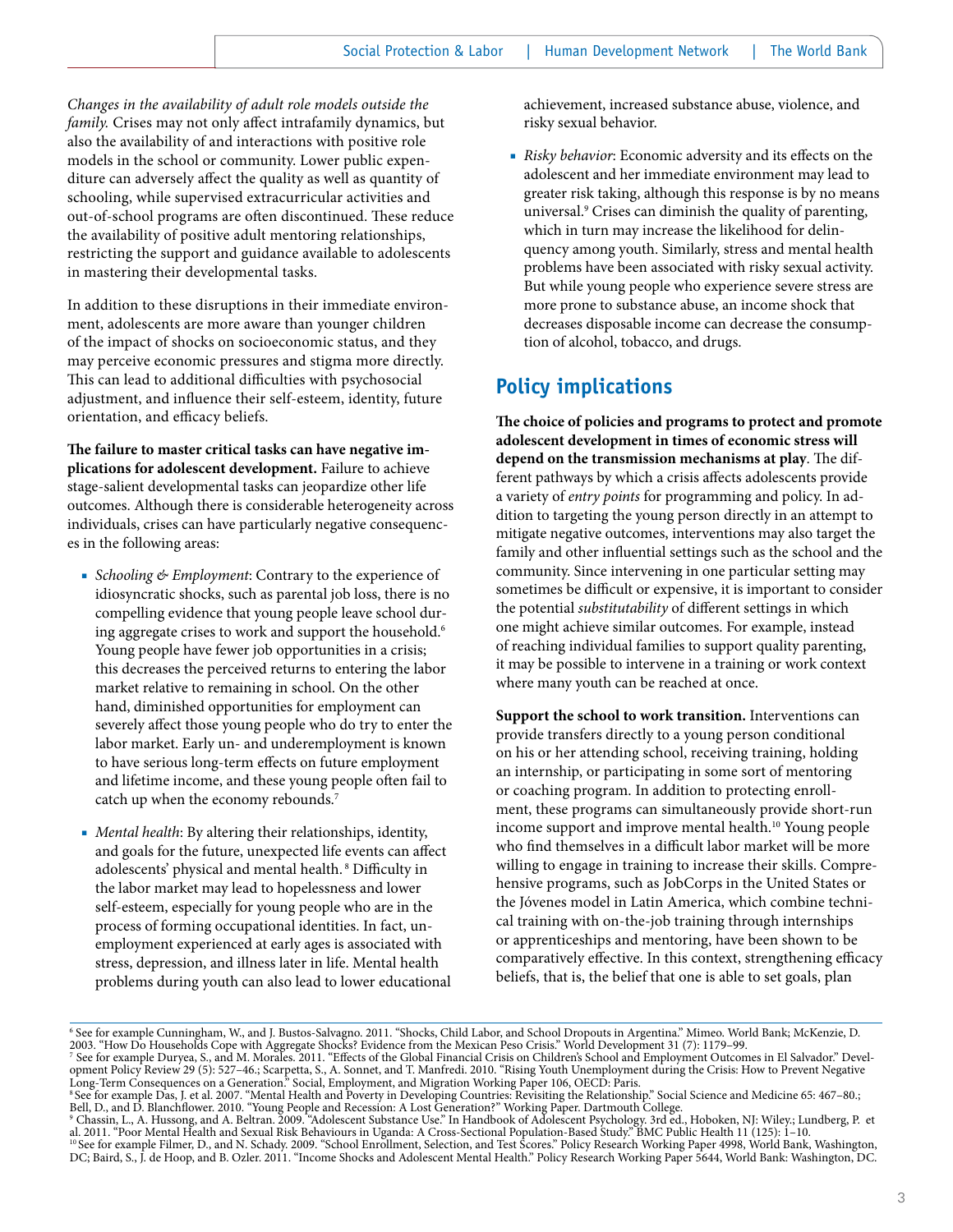*Changes in the availability of adult role models outside the family.* Crises may not only affect intrafamily dynamics, but also the availability of and interactions with positive role models in the school or community. Lower public expenditure can adversely affect the quality as well as quantity of schooling, while supervised extracurricular activities and out-of-school programs are often discontinued. These reduce the availability of positive adult mentoring relationships, restricting the support and guidance available to adolescents in mastering their developmental tasks.

In addition to these disruptions in their immediate environment, adolescents are more aware than younger children of the impact of shocks on socioeconomic status, and they may perceive economic pressures and stigma more directly. This can lead to additional difficulties with psychosocial adjustment, and influence their self-esteem, identity, future orientation, and efficacy beliefs.

**The failure to master critical tasks can have negative implications for adolescent development.** Failure to achieve stage-salient developmental tasks can jeopardize other life outcomes. Although there is considerable heterogeneity across individuals, crises can have particularly negative consequences in the following areas:

- *Schooling & Employment*: Contrary to the experience of idiosyncratic shocks, such as parental job loss, there is no compelling evidence that young people leave school during aggregate crises to work and support the household.[6] Young people have fewer job opportunities in a crisis; this decreases the perceived returns to entering the labor market relative to remaining in school. On the other hand, diminished opportunities for employment can severely affect those young people who do try to enter the labor market. Early un- and underemployment is known to have serious long-term effects on future employment and lifetime income, and these young people often fail to catch up when the economy rebounds.[7]
- *Mental health*: By altering their relationships, identity, and goals for the future, unexpected life events can affect adolescents' physical and mental health.[8] Difficulty in the labor market may lead to hopelessness and lower self-esteem, especially for young people who are in the process of forming occupational identities. In fact, unemployment experienced at early ages is associated with stress, depression, and illness later in life. Mental health problems during youth can also lead to lower educational achievement, increased substance abuse, violence, and risky sexual behavior.
- *Risky behavior*: Economic adversity and its effects on the adolescent and her immediate environment may lead to greater risk taking, although this response is by no means universal.[9] Crises can diminish the quality of parenting, which in turn may increase the likelihood for delinquency among youth. Similarly, stress and mental health problems have been associated with risky sexual activity. But while young people who experience severe stress are more prone to substance abuse, an income shock that decreases disposable income can decrease the consumption of alcohol, tobacco, and drugs.

## Policy implications

**The choice of policies and programs to protect and promote adolescent development in times of economic stress will depend on the transmission mechanisms at play**. The different pathways by which a crisis affects adolescents provide a variety of *entry points* for programming and policy. In addition to targeting the young person directly in an attempt to mitigate negative outcomes, interventions may also target the family and other influential settings such as the school and the community. Since intervening in one particular setting may sometimes be difficult or expensive, it is important to consider the potential *substitutability* of different settings in which one might achieve similar outcomes. For example, instead of reaching individual families to support quality parenting, it may be possible to intervene in a training or work context where many youth can be reached at once.

**Support the school to work transition.** Interventions can provide transfers directly to a young person conditional on his or her attending school, receiving training, holding an internship, or participating in some sort of mentoring or coaching program. In addition to protecting enrollment, these programs can simultaneously provide short-run income support and improve mental health.[10] Young people who find themselves in a difficult labor market will be more willing to engage in training to increase their skills. Comprehensive programs, such as JobCorps in the United States or the Jóvenes model in Latin America, which combine technical training with on-the-job training through internships or apprenticeships and mentoring, have been shown to be comparatively effective. In this context, strengthening efficacy beliefs, that is, the belief that one is able to set goals, plan

---

[6] See for example Cunningham, W., and J. Bustos-Salvagno. 2011. "Shocks, Child Labor, and School Dropouts in Argentina." Mimeo. World Bank; McKenzie, D. 2003. "How Do Households Cope with Aggregate Shocks? Evidence from the Mexican Peso Crisis." World Development 31 (7): 1179–99.

[7] See for example Duryea, S., and M. Morales. 2011. "Effects of the Global Financial Crisis on Children's School and Employment Outcomes in El Salvador." Development Policy Review 29 (5): 527–46.; Scarpetta, S., A. Sonnet, and T. Manfredi. 2010. "Rising Youth Unemployment during the Crisis: How to Prevent Negative Long-Term Consequences on a Generation." Social, Employment, and Migration Working Paper 106, OECD: Paris.

[8] See for example Das, J. et al. 2007. "Mental Health and Poverty in Developing Countries: Revisiting the Relationship." Social Science and Medicine 65: 467–80.; Bell, D., and D. Blanchflower. 2010. "Young People and Recession: A Lost Generation?" Working Paper. Dartmouth College.

[9] Chassin, L., A. Hussong, and A. Beltran. 2009. "Adolescent Substance Use." In Handbook of Adolescent Psychology. 3rd ed., Hoboken, NJ: Wiley.; Lundberg, P. et al. 2011. "Poor Mental Health and Sexual Risk Behaviours in Uganda: A Cross-Sectional Population-Based Study." BMC Public Health 11 (125): 1–10.

[10] See for example Filmer, D., and N. Schady. 2009. "School Enrollment, Selection, and Test Scores." Policy Research Working Paper 4998, World Bank, Washington, DC; Baird, S., J. de Hoop, and B. Ozler. 2011. "Income Shocks and Adolescent Mental Health." Policy Research Working Paper 5644, World Bank: Washington, DC.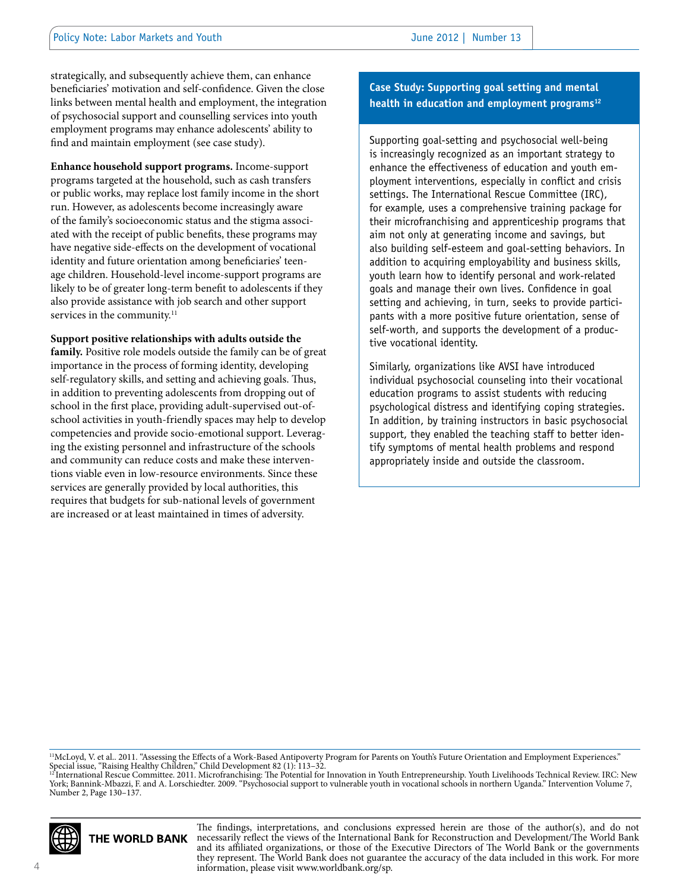strategically, and subsequently achieve them, can enhance beneficiaries' motivation and self-confidence. Given the close links between mental health and employment, the integration of psychosocial support and counselling services into youth employment programs may enhance adolescents' ability to find and maintain employment (see case study).

**Enhance household support programs.** Income-support programs targeted at the household, such as cash transfers or public works, may replace lost family income in the short run. However, as adolescents become increasingly aware of the family's socioeconomic status and the stigma associated with the receipt of public benefits, these programs may have negative side-effects on the development of vocational identity and future orientation among beneficiaries' teenage children. Household-level income-support programs are likely to be of greater long-term benefit to adolescents if they also provide assistance with job search and other support services in the community.[11]

**Support positive relationships with adults outside the family.** Positive role models outside the family can be of great importance in the process of forming identity, developing self-regulatory skills, and setting and achieving goals. Thus, in addition to preventing adolescents from dropping out of school in the first place, providing adult-supervised out-of-school activities in youth-friendly spaces may help to develop competencies and provide socio-emotional support. Leveraging the existing personnel and infrastructure of the schools and community can reduce costs and make these interventions viable even in low-resource environments. Since these services are generally provided by local authorities, this requires that budgets for sub-national levels of government are increased or at least maintained in times of adversity.

### Case Study: Supporting goal setting and mental health in education and employment programs[12]

Supporting goal-setting and psychosocial well-being is increasingly recognized as an important strategy to enhance the effectiveness of education and youth employment interventions, especially in conflict and crisis settings. The International Rescue Committee (IRC), for example, uses a comprehensive training package for their microfranchising and apprenticeship programs that aim not only at generating income and savings, but also building self-esteem and goal-setting behaviors. In addition to acquiring employability and business skills, youth learn how to identify personal and work-related goals and manage their own lives. Confidence in goal setting and achieving, in turn, seeks to provide participants with a more positive future orientation, sense of self-worth, and supports the development of a productive vocational identity.

Similarly, organizations like AVSI have introduced individual psychosocial counseling into their vocational education programs to assist students with reducing psychological distress and identifying coping strategies. In addition, by training instructors in basic psychosocial support, they enabled the teaching staff to better identify symptoms of mental health problems and respond appropriately inside and outside the classroom.

---

[11] McLoyd, V. et al.. 2011. "Assessing the Effects of a Work-Based Antipoverty Program for Parents on Youth's Future Orientation and Employment Experiences." Special issue, "Raising Healthy Children," Child Development 82 (1): 113–32.

[12] International Rescue Committee. 2011. Microfranchising: The Potential for Innovation in Youth Entrepreneurship. Youth Livelihoods Technical Review. IRC: New York; Bannink-Mbazzi, F. and A. Lorschiedter. 2009. "Psychosocial support to vulnerable youth in vocational schools in northern Uganda." Intervention Volume 7, Number 2, Page 130–137.

THE WORLD BANK

The findings, interpretations, and conclusions expressed herein are those of the author(s), and do not necessarily reflect the views of the International Bank for Reconstruction and Development/The World Bank and its affiliated organizations, or those of the Executive Directors of The World Bank or the governments they represent. The World Bank does not guarantee the accuracy of the data included in this work. For more information, please visit www.worldbank.org/sp.